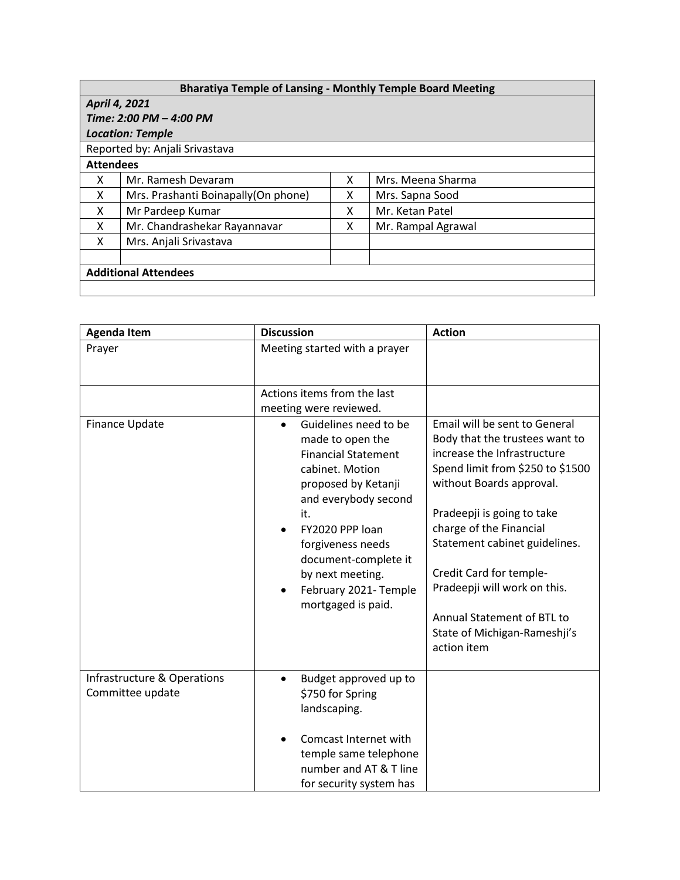| Bharatiya Temple of Lansing - Monthly Temple Board Meeting | | | |
|---|---|---|---|
| ***April 4, 2021*** | | | |
| ***Time: 2:00 PM – 4:00 PM*** | | | |
| ***Location: Temple*** | | | |
| Reported by: Anjali Srivastava | | | |
| **Attendees** | | | |
| X | Mr. Ramesh Devaram | X | Mrs. Meena Sharma |
| X | Mrs. Prashanti Boinapally(On phone) | X | Mrs. Sapna Sood |
| X | Mr Pardeep Kumar | X | Mr. Ketan Patel |
| X | Mr. Chandrashekar Rayannavar | X | Mr. Rampal Agrawal |
| X | Mrs. Anjali Srivastava | | |
| | | | |
| **Additional Attendees** | | | |
| | | | |

| Agenda Item | Discussion | Action |
|---|---|---|
| Prayer | Meeting started with a prayer | |
| | Actions items from the last meeting were reviewed. | |
| Finance Update | • Guidelines need to be made to open the Financial Statement cabinet. Motion proposed by Ketanji and everybody second it.<br>• FY2020 PPP loan forgiveness needs document-complete it by next meeting.<br>• February 2021- Temple mortgaged is paid. | Email will be sent to General Body that the trustees want to increase the Infrastructure Spend limit from $250 to $1500 without Boards approval.<br><br>Pradeepji is going to take charge of the Financial Statement cabinet guidelines.<br><br>Credit Card for temple-Pradeepji will work on this.<br><br>Annual Statement of BTL to State of Michigan-Rameshji's action item |
| Infrastructure & Operations Committee update | • Budget approved up to $750 for Spring landscaping.<br><br>• Comcast Internet with temple same telephone number and AT & T line for security system has | |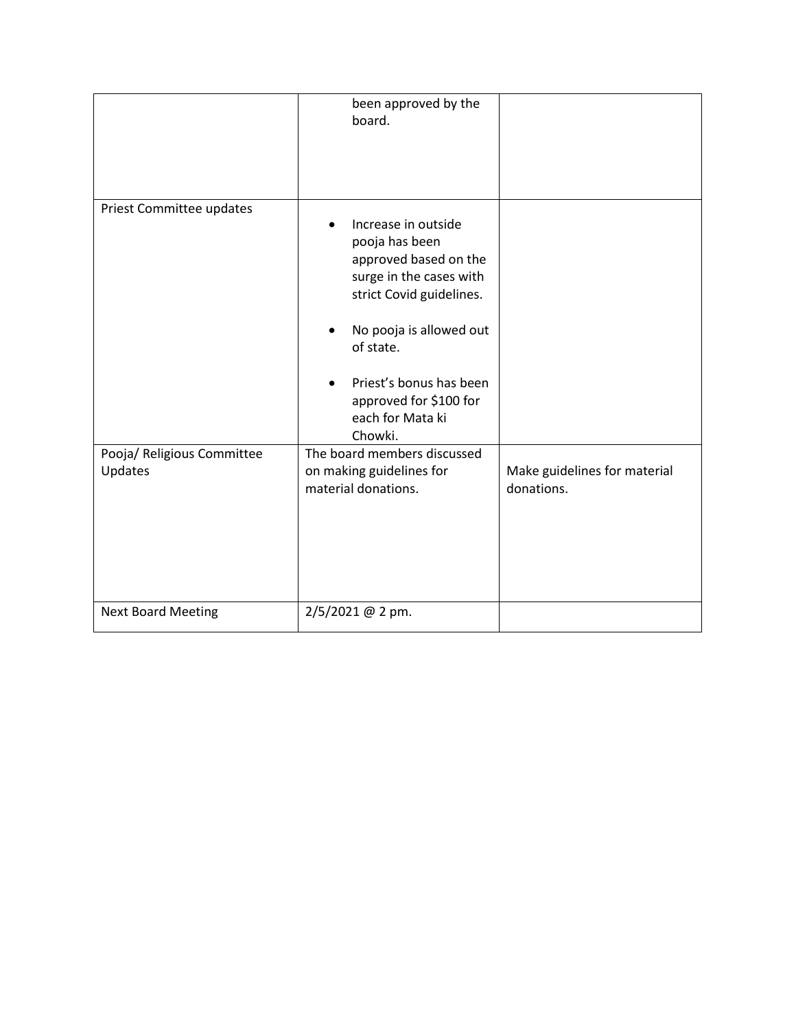| | | |
|---|---|---|
| | been approved by the board. | |
| Priest Committee updates | • Increase in outside pooja has been approved based on the surge in the cases with strict Covid guidelines.<br>• No pooja is allowed out of state.<br>• Priest's bonus has been approved for $100 for each for Mata ki Chowki. | |
| Pooja/ Religious Committee Updates | The board members discussed on making guidelines for material donations. | Make guidelines for material donations. |
| Next Board Meeting | 2/5/2021 @ 2 pm. | |